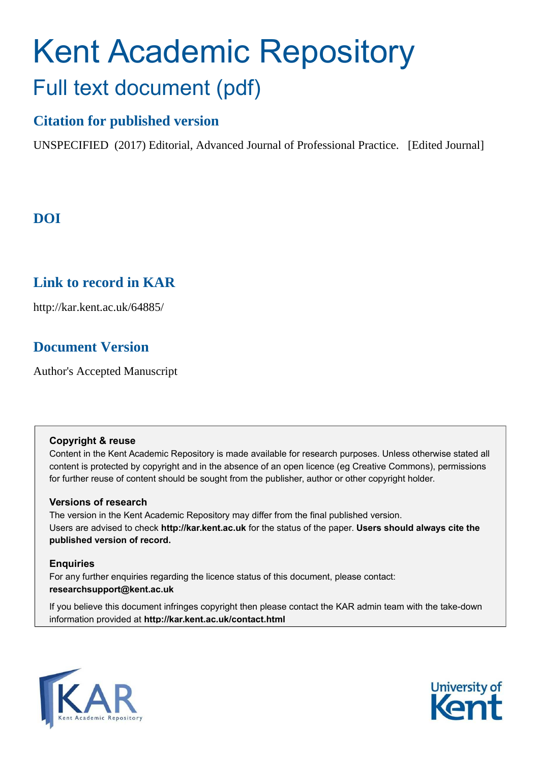# Kent Academic Repository

## Full text document (pdf)

### Citation for published version

UNSPECIFIED (2017) Editorial, Advanced Journal of Professional Practice. [Edited Journal]

### DOI

### Link to record in KAR

http://kar.kent.ac.uk/64885/

### Document Version

Author's Accepted Manuscript

**Copyright & reuse**

Content in the Kent Academic Repository is made available for research purposes. Unless otherwise stated all content is protected by copyright and in the absence of an open licence (eg Creative Commons), permissions for further reuse of content should be sought from the publisher, author or other copyright holder.

**Versions of research**

The version in the Kent Academic Repository may differ from the final published version. Users are advised to check **http://kar.kent.ac.uk** for the status of the paper. **Users should always cite the published version of record.**

**Enquiries**

For any further enquiries regarding the licence status of this document, please contact: **researchsupport@kent.ac.uk**

If you believe this document infringes copyright then please contact the KAR admin team with the take-down information provided at **http://kar.kent.ac.uk/contact.html**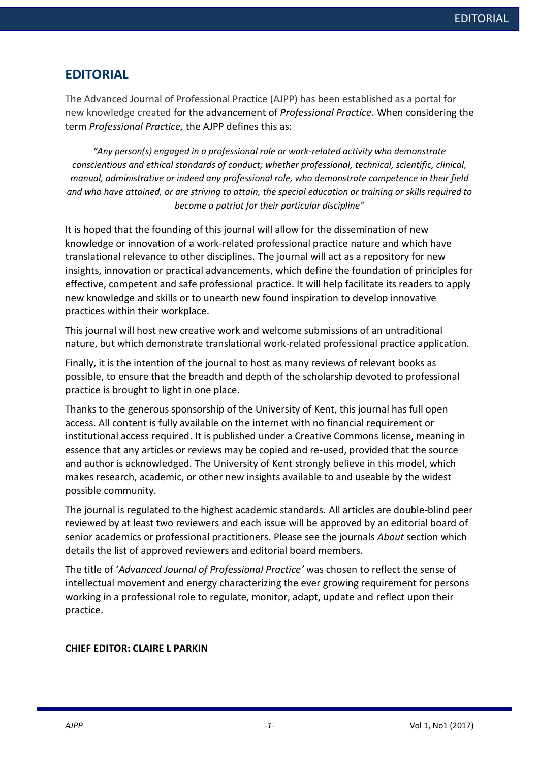# EDITORIAL

The Advanced Journal of Professional Practice (AJPP) has been established as a portal for new knowledge created for the advancement of *Professional Practice.* When considering the term *Professional Practice,* the AJPP defines this as:

> *"Any person(s) engaged in a professional role or work-related activity who demonstrate conscientious and ethical standards of conduct; whether professional, technical, scientific, clinical, manual, administrative or indeed any professional role, who demonstrate competence in their field and who have attained, or are striving to attain, the special education or training or skills required to become a patriot for their particular discipline"*

It is hoped that the founding of this journal will allow for the dissemination of new knowledge or innovation of a work-related professional practice nature and which have translational relevance to other disciplines. The journal will act as a repository for new insights, innovation or practical advancements, which define the foundation of principles for effective, competent and safe professional practice. It will help facilitate its readers to apply new knowledge and skills or to unearth new found inspiration to develop innovative practices within their workplace.

This journal will host new creative work and welcome submissions of an untraditional nature, but which demonstrate translational work-related professional practice application.

Finally, it is the intention of the journal to host as many reviews of relevant books as possible, to ensure that the breadth and depth of the scholarship devoted to professional practice is brought to light in one place.

Thanks to the generous sponsorship of the University of Kent, this journal has full open access. All content is fully available on the internet with no financial requirement or institutional access required. It is published under a Creative Commons license, meaning in essence that any articles or reviews may be copied and re-used, provided that the source and author is acknowledged. The University of Kent strongly believe in this model, which makes research, academic, or other new insights available to and useable by the widest possible community.

The journal is regulated to the highest academic standards. All articles are double-blind peer reviewed by at least two reviewers and each issue will be approved by an editorial board of senior academics or professional practitioners. Please see the journals *About* section which details the list of approved reviewers and editorial board members.

The title of '*Advanced Journal of Professional Practice'* was chosen to reflect the sense of intellectual movement and energy characterizing the ever growing requirement for persons working in a professional role to regulate, monitor, adapt, update and reflect upon their practice.

**CHIEF EDITOR: CLAIRE L PARKIN**